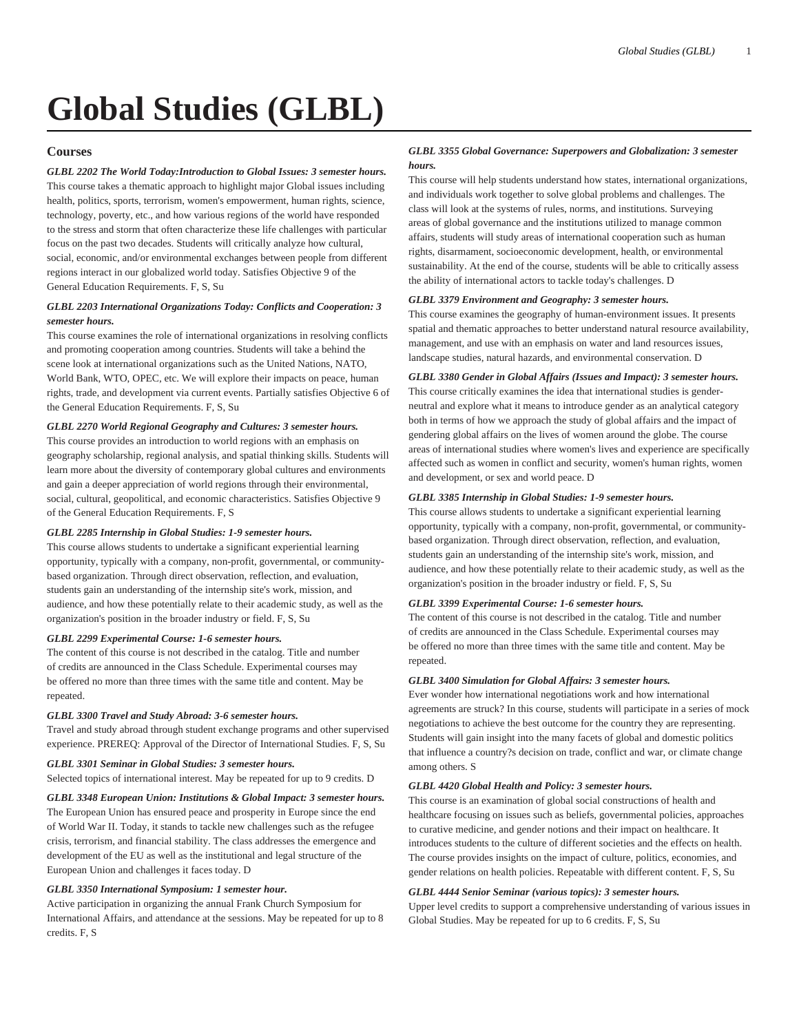# Global Studies (GLBL)

## Courses

***GLBL 2202 The World Today:Introduction to Global Issues: 3 semester hours.***

This course takes a thematic approach to highlight major Global issues including health, politics, sports, terrorism, women's empowerment, human rights, science, technology, poverty, etc., and how various regions of the world have responded to the stress and storm that often characterize these life challenges with particular focus on the past two decades. Students will critically analyze how cultural, social, economic, and/or environmental exchanges between people from different regions interact in our globalized world today. Satisfies Objective 9 of the General Education Requirements. F, S, Su

***GLBL 2203 International Organizations Today: Conflicts and Cooperation: 3 semester hours.***

This course examines the role of international organizations in resolving conflicts and promoting cooperation among countries. Students will take a behind the scene look at international organizations such as the United Nations, NATO, World Bank, WTO, OPEC, etc. We will explore their impacts on peace, human rights, trade, and development via current events. Partially satisfies Objective 6 of the General Education Requirements. F, S, Su

***GLBL 2270 World Regional Geography and Cultures: 3 semester hours.***

This course provides an introduction to world regions with an emphasis on geography scholarship, regional analysis, and spatial thinking skills. Students will learn more about the diversity of contemporary global cultures and environments and gain a deeper appreciation of world regions through their environmental, social, cultural, geopolitical, and economic characteristics. Satisfies Objective 9 of the General Education Requirements. F, S

***GLBL 2285 Internship in Global Studies: 1-9 semester hours.***

This course allows students to undertake a significant experiential learning opportunity, typically with a company, non-profit, governmental, or community-based organization. Through direct observation, reflection, and evaluation, students gain an understanding of the internship site's work, mission, and audience, and how these potentially relate to their academic study, as well as the organization's position in the broader industry or field. F, S, Su

***GLBL 2299 Experimental Course: 1-6 semester hours.***

The content of this course is not described in the catalog. Title and number of credits are announced in the Class Schedule. Experimental courses may be offered no more than three times with the same title and content. May be repeated.

***GLBL 3300 Travel and Study Abroad: 3-6 semester hours.***

Travel and study abroad through student exchange programs and other supervised experience. PREREQ: Approval of the Director of International Studies. F, S, Su

***GLBL 3301 Seminar in Global Studies: 3 semester hours.***

Selected topics of international interest. May be repeated for up to 9 credits. D

***GLBL 3348 European Union: Institutions & Global Impact: 3 semester hours.***

The European Union has ensured peace and prosperity in Europe since the end of World War II. Today, it stands to tackle new challenges such as the refugee crisis, terrorism, and financial stability. The class addresses the emergence and development of the EU as well as the institutional and legal structure of the European Union and challenges it faces today. D

***GLBL 3350 International Symposium: 1 semester hour.***

Active participation in organizing the annual Frank Church Symposium for International Affairs, and attendance at the sessions. May be repeated for up to 8 credits. F, S

***GLBL 3355 Global Governance: Superpowers and Globalization: 3 semester hours.***

This course will help students understand how states, international organizations, and individuals work together to solve global problems and challenges. The class will look at the systems of rules, norms, and institutions. Surveying areas of global governance and the institutions utilized to manage common affairs, students will study areas of international cooperation such as human rights, disarmament, socioeconomic development, health, or environmental sustainability. At the end of the course, students will be able to critically assess the ability of international actors to tackle today's challenges. D

***GLBL 3379 Environment and Geography: 3 semester hours.***

This course examines the geography of human-environment issues. It presents spatial and thematic approaches to better understand natural resource availability, management, and use with an emphasis on water and land resources issues, landscape studies, natural hazards, and environmental conservation. D

***GLBL 3380 Gender in Global Affairs (Issues and Impact): 3 semester hours.***

This course critically examines the idea that international studies is gender-neutral and explore what it means to introduce gender as an analytical category both in terms of how we approach the study of global affairs and the impact of gendering global affairs on the lives of women around the globe. The course areas of international studies where women's lives and experience are specifically affected such as women in conflict and security, women's human rights, women and development, or sex and world peace. D

***GLBL 3385 Internship in Global Studies: 1-9 semester hours.***

This course allows students to undertake a significant experiential learning opportunity, typically with a company, non-profit, governmental, or community-based organization. Through direct observation, reflection, and evaluation, students gain an understanding of the internship site's work, mission, and audience, and how these potentially relate to their academic study, as well as the organization's position in the broader industry or field. F, S, Su

***GLBL 3399 Experimental Course: 1-6 semester hours.***

The content of this course is not described in the catalog. Title and number of credits are announced in the Class Schedule. Experimental courses may be offered no more than three times with the same title and content. May be repeated.

***GLBL 3400 Simulation for Global Affairs: 3 semester hours.***

Ever wonder how international negotiations work and how international agreements are struck? In this course, students will participate in a series of mock negotiations to achieve the best outcome for the country they are representing. Students will gain insight into the many facets of global and domestic politics that influence a country?s decision on trade, conflict and war, or climate change among others. S

***GLBL 4420 Global Health and Policy: 3 semester hours.***

This course is an examination of global social constructions of health and healthcare focusing on issues such as beliefs, governmental policies, approaches to curative medicine, and gender notions and their impact on healthcare. It introduces students to the culture of different societies and the effects on health. The course provides insights on the impact of culture, politics, economies, and gender relations on health policies. Repeatable with different content. F, S, Su

***GLBL 4444 Senior Seminar (various topics): 3 semester hours.***

Upper level credits to support a comprehensive understanding of various issues in Global Studies. May be repeated for up to 6 credits. F, S, Su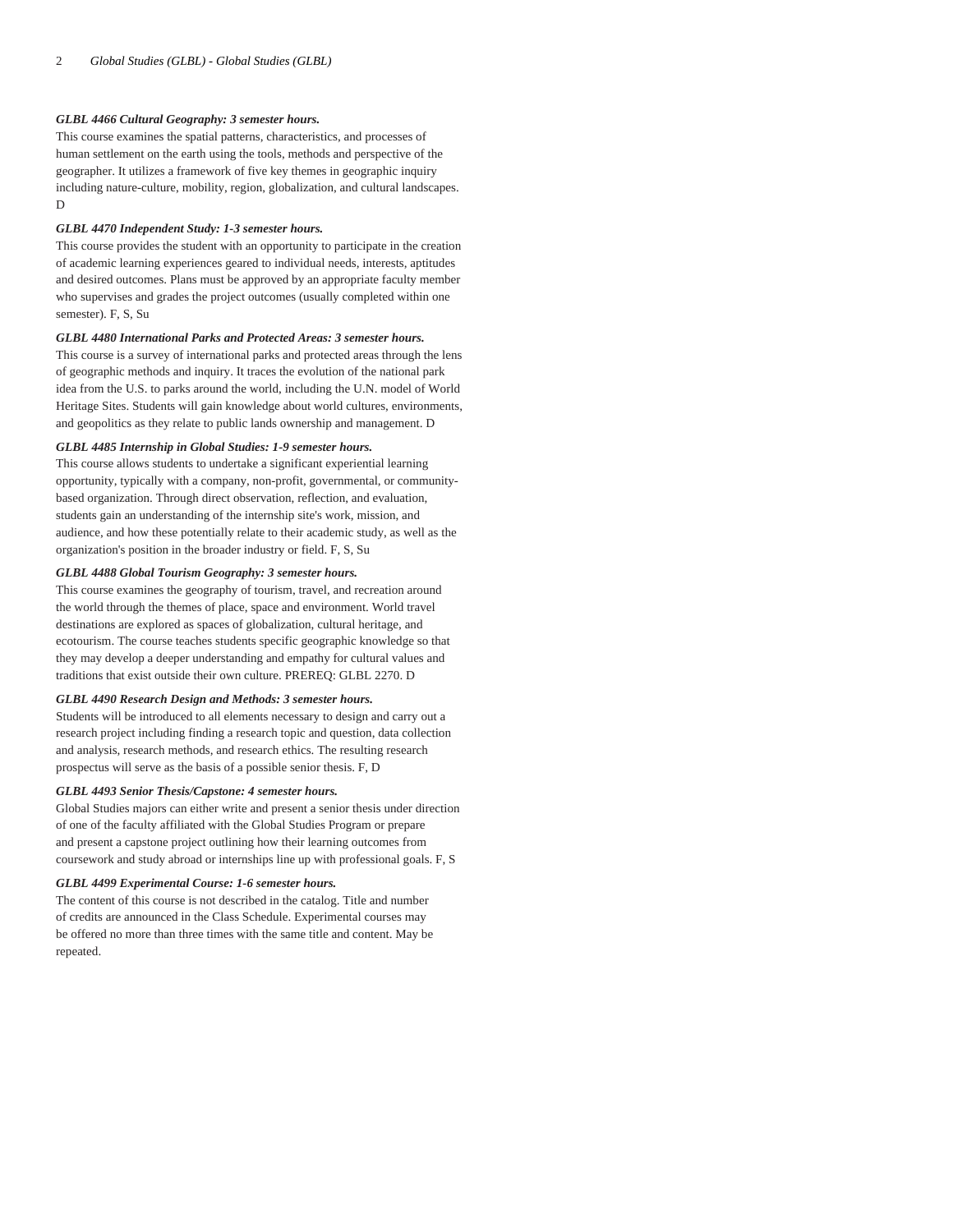***GLBL 4466 Cultural Geography: 3 semester hours.***

This course examines the spatial patterns, characteristics, and processes of human settlement on the earth using the tools, methods and perspective of the geographer. It utilizes a framework of five key themes in geographic inquiry including nature-culture, mobility, region, globalization, and cultural landscapes. D

***GLBL 4470 Independent Study: 1-3 semester hours.***

This course provides the student with an opportunity to participate in the creation of academic learning experiences geared to individual needs, interests, aptitudes and desired outcomes. Plans must be approved by an appropriate faculty member who supervises and grades the project outcomes (usually completed within one semester). F, S, Su

***GLBL 4480 International Parks and Protected Areas: 3 semester hours.***

This course is a survey of international parks and protected areas through the lens of geographic methods and inquiry. It traces the evolution of the national park idea from the U.S. to parks around the world, including the U.N. model of World Heritage Sites. Students will gain knowledge about world cultures, environments, and geopolitics as they relate to public lands ownership and management. D

***GLBL 4485 Internship in Global Studies: 1-9 semester hours.***

This course allows students to undertake a significant experiential learning opportunity, typically with a company, non-profit, governmental, or community-based organization. Through direct observation, reflection, and evaluation, students gain an understanding of the internship site's work, mission, and audience, and how these potentially relate to their academic study, as well as the organization's position in the broader industry or field. F, S, Su

***GLBL 4488 Global Tourism Geography: 3 semester hours.***

This course examines the geography of tourism, travel, and recreation around the world through the themes of place, space and environment. World travel destinations are explored as spaces of globalization, cultural heritage, and ecotourism. The course teaches students specific geographic knowledge so that they may develop a deeper understanding and empathy for cultural values and traditions that exist outside their own culture. PREREQ: GLBL 2270. D

***GLBL 4490 Research Design and Methods: 3 semester hours.***

Students will be introduced to all elements necessary to design and carry out a research project including finding a research topic and question, data collection and analysis, research methods, and research ethics. The resulting research prospectus will serve as the basis of a possible senior thesis. F, D

***GLBL 4493 Senior Thesis/Capstone: 4 semester hours.***

Global Studies majors can either write and present a senior thesis under direction of one of the faculty affiliated with the Global Studies Program or prepare and present a capstone project outlining how their learning outcomes from coursework and study abroad or internships line up with professional goals. F, S

***GLBL 4499 Experimental Course: 1-6 semester hours.***

The content of this course is not described in the catalog. Title and number of credits are announced in the Class Schedule. Experimental courses may be offered no more than three times with the same title and content. May be repeated.